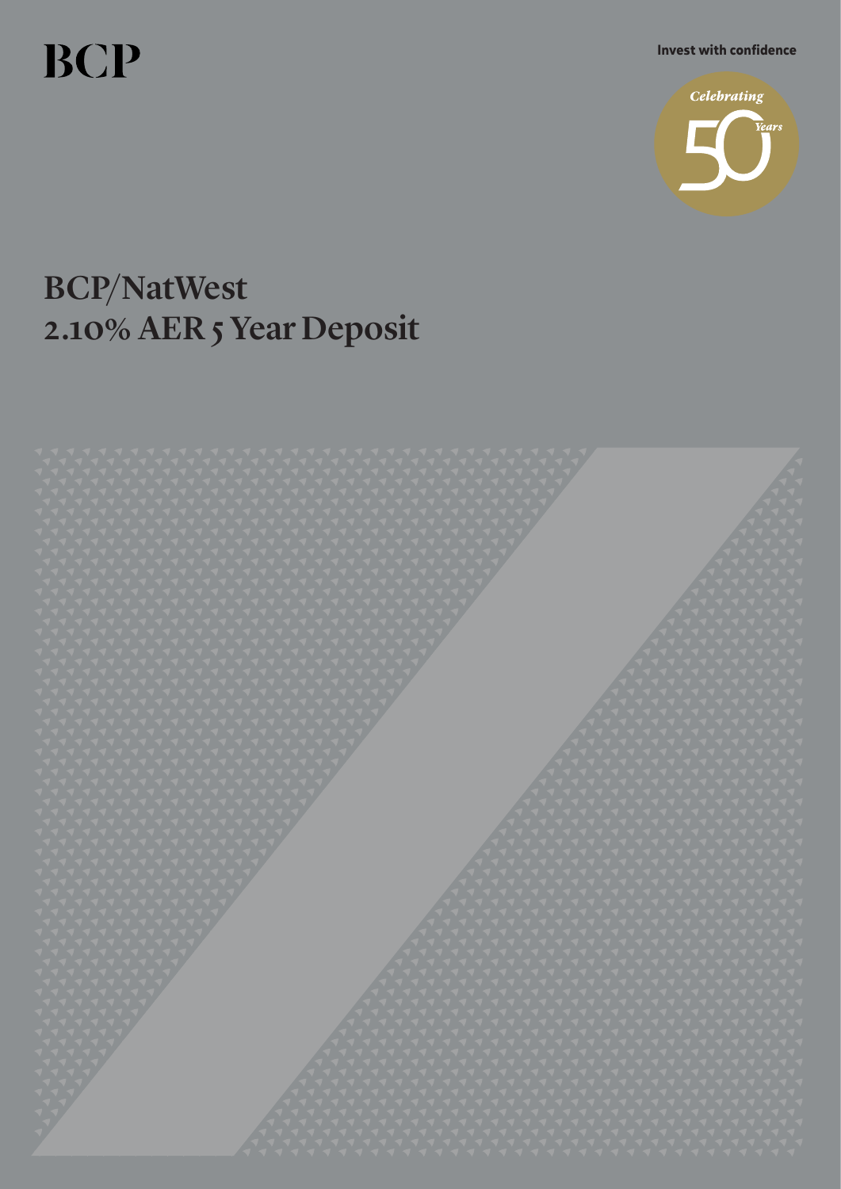BCP

Invest with confidence

Celebrating 50 Years

# BCP/NatWest 2.10% AER 5 Year Deposit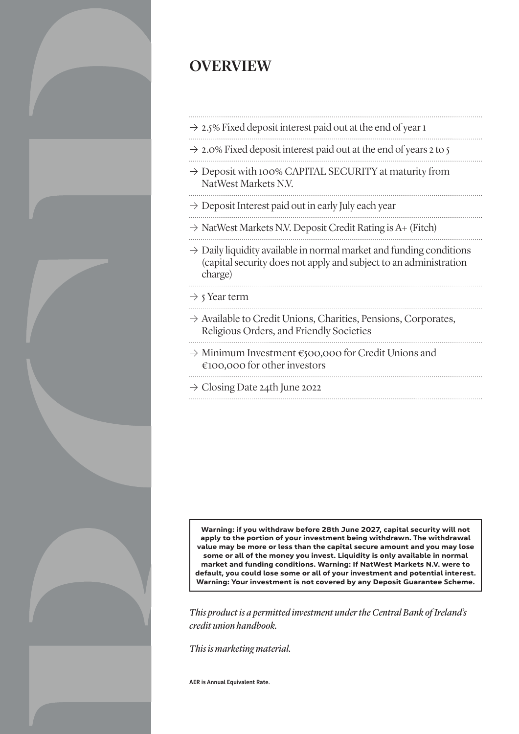# OVERVIEW

- → 2.5% Fixed deposit interest paid out at the end of year 1
- → 2.0% Fixed deposit interest paid out at the end of years 2 to 5
- → Deposit with 100% CAPITAL SECURITY at maturity from NatWest Markets N.V.
- → Deposit Interest paid out in early July each year
- → NatWest Markets N.V. Deposit Credit Rating is A+ (Fitch)
- → Daily liquidity available in normal market and funding conditions (capital security does not apply and subject to an administration charge)
- → 5 Year term
- → Available to Credit Unions, Charities, Pensions, Corporates, Religious Orders, and Friendly Societies
- → Minimum Investment €500,000 for Credit Unions and €100,000 for other investors
- → Closing Date 24th June 2022

**Warning: if you withdraw before 28th June 2027, capital security will not apply to the portion of your investment being withdrawn. The withdrawal value may be more or less than the capital secure amount and you may lose some or all of the money you invest. Liquidity is only available in normal market and funding conditions. Warning: If NatWest Markets N.V. were to default, you could lose some or all of your investment and potential interest. Warning: Your investment is not covered by any Deposit Guarantee Scheme.**

*This product is a permitted investment under the Central Bank of Ireland's credit union handbook.*

*This is marketing material.*

**AER is Annual Equivalent Rate.**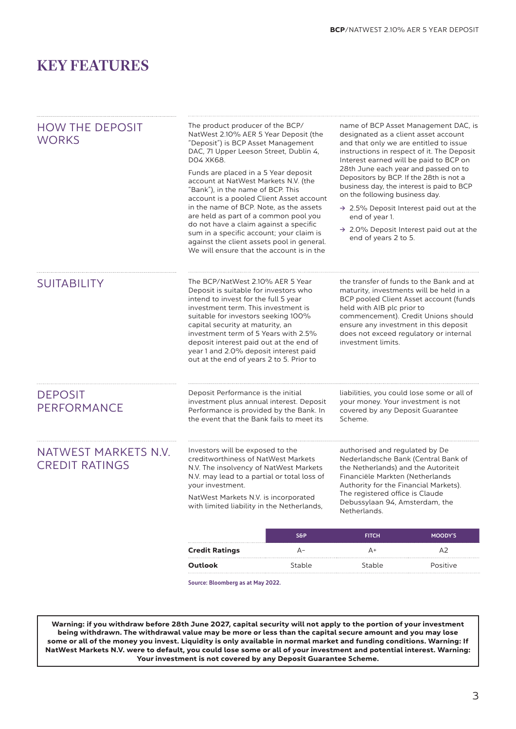# KEY FEATURES

## HOW THE DEPOSIT WORKS

The product producer of the BCP/NatWest 2.10% AER 5 Year Deposit (the "Deposit") is BCP Asset Management DAC, 71 Upper Leeson Street, Dublin 4, D04 XK68.

Funds are placed in a 5 Year deposit account at NatWest Markets N.V. (the "Bank"), in the name of BCP. This account is a pooled Client Asset account in the name of BCP. Note, as the assets are held as part of a common pool you do not have a claim against a specific sum in a specific account; your claim is against the client assets pool in general. We will ensure that the account is in the name of BCP Asset Management DAC, is designated as a client asset account and that only we are entitled to issue instructions in respect of it. The Deposit Interest earned will be paid to BCP on 28th June each year and passed on to Depositors by BCP. If the 28th is not a business day, the interest is paid to BCP on the following business day.

- → 2.5% Deposit Interest paid out at the end of year 1.
- → 2.0% Deposit Interest paid out at the end of years 2 to 5.

## SUITABILITY

The BCP/NatWest 2.10% AER 5 Year Deposit is suitable for investors who intend to invest for the full 5 year investment term. This investment is suitable for investors seeking 100% capital security at maturity, an investment term of 5 Years with 2.5% deposit interest paid out at the end of year 1 and 2.0% deposit interest paid out at the end of years 2 to 5. Prior to the transfer of funds to the Bank and at maturity, investments will be held in a BCP pooled Client Asset account (funds held with AIB plc prior to commencement). Credit Unions should ensure any investment in this deposit does not exceed regulatory or internal investment limits.

## DEPOSIT PERFORMANCE

Deposit Performance is the initial investment plus annual interest. Deposit Performance is provided by the Bank. In the event that the Bank fails to meet its liabilities, you could lose some or all of your money. Your investment is not covered by any Deposit Guarantee Scheme.

## NATWEST MARKETS N.V. CREDIT RATINGS

Investors will be exposed to the creditworthiness of NatWest Markets N.V. The insolvency of NatWest Markets N.V. may lead to a partial or total loss of your investment.

NatWest Markets N.V. is incorporated with limited liability in the Netherlands, authorised and regulated by De Nederlandsche Bank (Central Bank of the Netherlands) and the Autoriteit Financiële Markten (Netherlands Authority for the Financial Markets). The registered office is Claude Debussylaan 94, Amsterdam, the Netherlands.

| | S&P | FITCH | MOODY'S |
|---|---|---|---|
| **Credit Ratings** | A- | A+ | A2 |
| **Outlook** | Stable | Stable | Positive |

Source: Bloomberg as at May 2022.

**Warning: if you withdraw before 28th June 2027, capital security will not apply to the portion of your investment being withdrawn. The withdrawal value may be more or less than the capital secure amount and you may lose some or all of the money you invest. Liquidity is only available in normal market and funding conditions. Warning: If NatWest Markets N.V. were to default, you could lose some or all of your investment and potential interest. Warning: Your investment is not covered by any Deposit Guarantee Scheme.**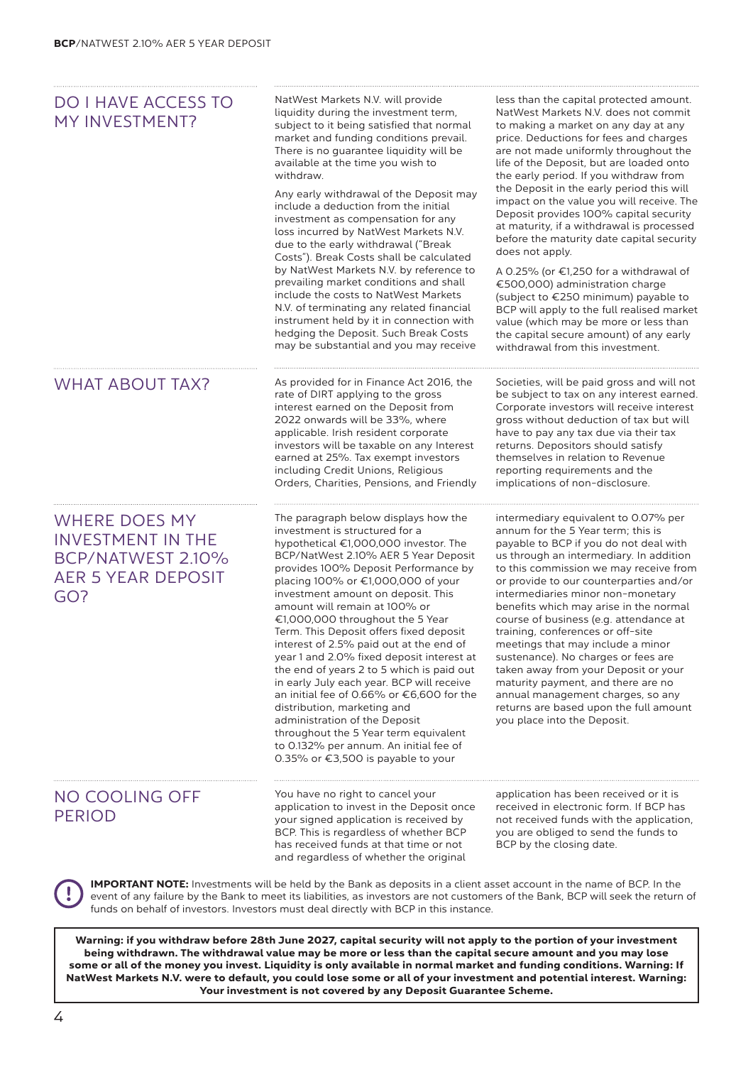## DO I HAVE ACCESS TO MY INVESTMENT?

NatWest Markets N.V. will provide liquidity during the investment term, subject to it being satisfied that normal market and funding conditions prevail. There is no guarantee liquidity will be available at the time you wish to withdraw.

Any early withdrawal of the Deposit may include a deduction from the initial investment as compensation for any loss incurred by NatWest Markets N.V. due to the early withdrawal ("Break Costs"). Break Costs shall be calculated by NatWest Markets N.V. by reference to prevailing market conditions and shall include the costs to NatWest Markets N.V. of terminating any related financial instrument held by it in connection with hedging the Deposit. Such Break Costs may be substantial and you may receive less than the capital protected amount. NatWest Markets N.V. does not commit to making a market on any day at any price. Deductions for fees and charges are not made uniformly throughout the life of the Deposit, but are loaded onto the early period. If you withdraw from the Deposit in the early period this will impact on the value you will receive. The Deposit provides 100% capital security at maturity, if a withdrawal is processed before the maturity date capital security does not apply.

A 0.25% (or €1,250 for a withdrawal of €500,000) administration charge (subject to €250 minimum) payable to BCP will apply to the full realised market value (which may be more or less than the capital secure amount) of any early withdrawal from this investment.

## WHAT ABOUT TAX?

As provided for in Finance Act 2016, the rate of DIRT applying to the gross interest earned on the Deposit from 2022 onwards will be 33%, where applicable. Irish resident corporate investors will be taxable on any Interest earned at 25%. Tax exempt investors including Credit Unions, Religious Orders, Charities, Pensions, and Friendly Societies, will be paid gross and will not be subject to tax on any interest earned. Corporate investors will receive interest gross without deduction of tax but will have to pay any tax due via their tax returns. Depositors should satisfy themselves in relation to Revenue reporting requirements and the implications of non-disclosure.

## WHERE DOES MY INVESTMENT IN THE BCP/NATWEST 2.10% AER 5 YEAR DEPOSIT GO?

The paragraph below displays how the investment is structured for a hypothetical €1,000,000 investor. The BCP/NatWest 2.10% AER 5 Year Deposit provides 100% Deposit Performance by placing 100% or €1,000,000 of your investment amount on deposit. This amount will remain at 100% or €1,000,000 throughout the 5 Year Term. This Deposit offers fixed deposit interest of 2.5% paid out at the end of year 1 and 2.0% fixed deposit interest at the end of years 2 to 5 which is paid out in early July each year. BCP will receive an initial fee of 0.66% or €6,600 for the distribution, marketing and administration of the Deposit throughout the 5 Year term equivalent to 0.132% per annum. An initial fee of 0.35% or €3,500 is payable to your intermediary equivalent to 0.07% per annum for the 5 Year term; this is payable to BCP if you do not deal with us through an intermediary. In addition to this commission we may receive from or provide to our counterparties and/or intermediaries minor non-monetary benefits which may arise in the normal course of business (e.g. attendance at training, conferences or off-site meetings that may include a minor sustenance). No charges or fees are taken away from your Deposit or your maturity payment, and there are no annual management charges, so any returns are based upon the full amount you place into the Deposit.

## NO COOLING OFF PERIOD

You have no right to cancel your application to invest in the Deposit once your signed application is received by BCP. This is regardless of whether BCP has received funds at that time or not and regardless of whether the original application has been received or it is received in electronic form. If BCP has not received funds with the application, you are obliged to send the funds to BCP by the closing date.

**IMPORTANT NOTE:** Investments will be held by the Bank as deposits in a client asset account in the name of BCP. In the event of any failure by the Bank to meet its liabilities, as investors are not customers of the Bank, BCP will seek the return of funds on behalf of investors. Investors must deal directly with BCP in this instance.

**Warning: if you withdraw before 28th June 2027, capital security will not apply to the portion of your investment being withdrawn. The withdrawal value may be more or less than the capital secure amount and you may lose some or all of the money you invest. Liquidity is only available in normal market and funding conditions. Warning: If NatWest Markets N.V. were to default, you could lose some or all of your investment and potential interest. Warning: Your investment is not covered by any Deposit Guarantee Scheme.**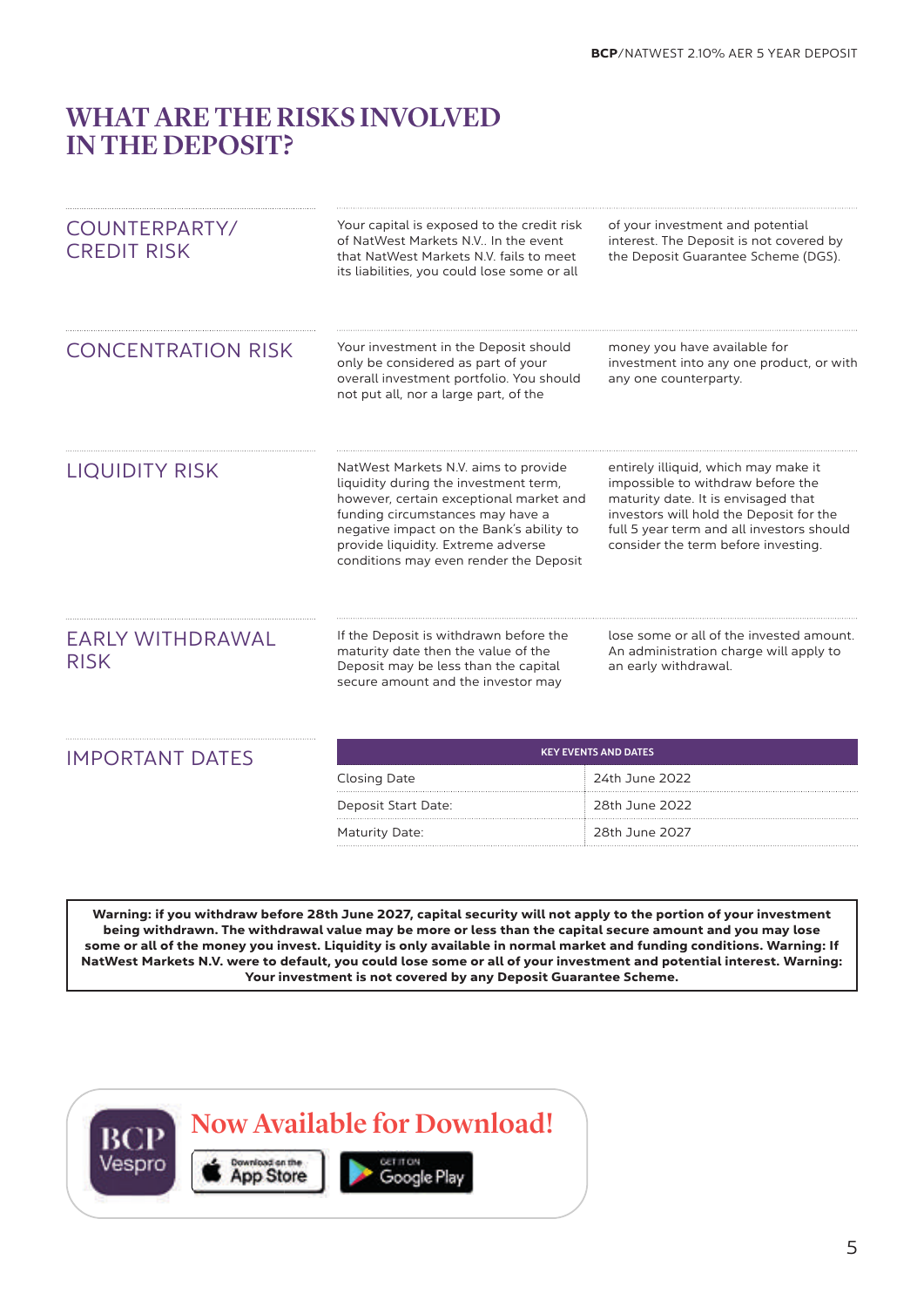# WHAT ARE THE RISKS INVOLVED IN THE DEPOSIT?

## COUNTERPARTY/ CREDIT RISK

Your capital is exposed to the credit risk of NatWest Markets N.V.. In the event that NatWest Markets N.V. fails to meet its liabilities, you could lose some or all of your investment and potential interest. The Deposit is not covered by the Deposit Guarantee Scheme (DGS).

## CONCENTRATION RISK

Your investment in the Deposit should only be considered as part of your overall investment portfolio. You should not put all, nor a large part, of the money you have available for investment into any one product, or with any one counterparty.

## LIQUIDITY RISK

NatWest Markets N.V. aims to provide liquidity during the investment term, however, certain exceptional market and funding circumstances may have a negative impact on the Bank's ability to provide liquidity. Extreme adverse conditions may even render the Deposit entirely illiquid, which may make it impossible to withdraw before the maturity date. It is envisaged that investors will hold the Deposit for the full 5 year term and all investors should consider the term before investing.

## EARLY WITHDRAWAL RISK

If the Deposit is withdrawn before the maturity date then the value of the Deposit may be less than the capital secure amount and the investor may lose some or all of the invested amount. An administration charge will apply to an early withdrawal.

## IMPORTANT DATES

| KEY EVENTS AND DATES | |
|---|---|
| Closing Date | 24th June 2022 |
| Deposit Start Date: | 28th June 2022 |
| Maturity Date: | 28th June 2027 |

**Warning: if you withdraw before 28th June 2027, capital security will not apply to the portion of your investment being withdrawn. The withdrawal value may be more or less than the capital secure amount and you may lose some or all of the money you invest. Liquidity is only available in normal market and funding conditions. Warning: If NatWest Markets N.V. were to default, you could lose some or all of your investment and potential interest. Warning: Your investment is not covered by any Deposit Guarantee Scheme.**

BCP Vespro

Now Available for Download!

Download on the App Store | GET IT ON Google Play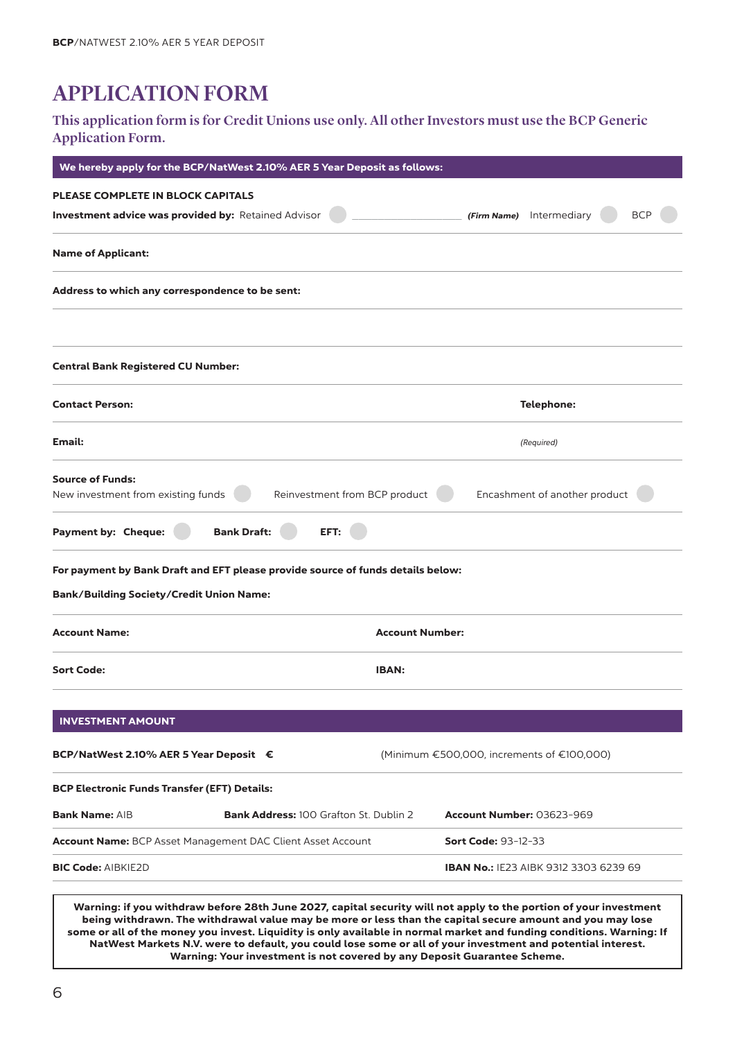# APPLICATION FORM

## This application form is for Credit Unions use only. All other Investors must use the BCP Generic Application Form.

**We hereby apply for the BCP/NatWest 2.10% AER 5 Year Deposit as follows:**

**PLEASE COMPLETE IN BLOCK CAPITALS**

**Investment advice was provided by:** Retained Advisor ○ ____________ ***(Firm Name)*** Intermediary ○ BCP ○

**Name of Applicant:**

**Address to which any correspondence to be sent:**

**Central Bank Registered CU Number:**

**Contact Person:** **Telephone:**

**Email:** *(Required)*

**Source of Funds:**
New investment from existing funds ○ Reinvestment from BCP product ○ Encashment of another product ○

**Payment by:** **Cheque:** ○ **Bank Draft:** ○ **EFT:** ○

**For payment by Bank Draft and EFT please provide source of funds details below:**

**Bank/Building Society/Credit Union Name:**

**Account Name:** **Account Number:**

**Sort Code:** **IBAN:**

**INVESTMENT AMOUNT**

**BCP/NatWest 2.10% AER 5 Year Deposit €** (Minimum €500,000, increments of €100,000)

**BCP Electronic Funds Transfer (EFT) Details:**

| | | |
|---|---|---|
| **Bank Name:** AIB | **Bank Address:** 100 Grafton St. Dublin 2 | **Account Number:** 03623-969 |
| **Account Name:** BCP Asset Management DAC Client Asset Account | | **Sort Code:** 93-12-33 |
| **BIC Code:** AIBKIE2D | | **IBAN No.:** IE23 AIBK 9312 3303 6239 69 |

**Warning: if you withdraw before 28th June 2027, capital security will not apply to the portion of your investment being withdrawn. The withdrawal value may be more or less than the capital secure amount and you may lose some or all of the money you invest. Liquidity is only available in normal market and funding conditions. Warning: If NatWest Markets N.V. were to default, you could lose some or all of your investment and potential interest. Warning: Your investment is not covered by any Deposit Guarantee Scheme.**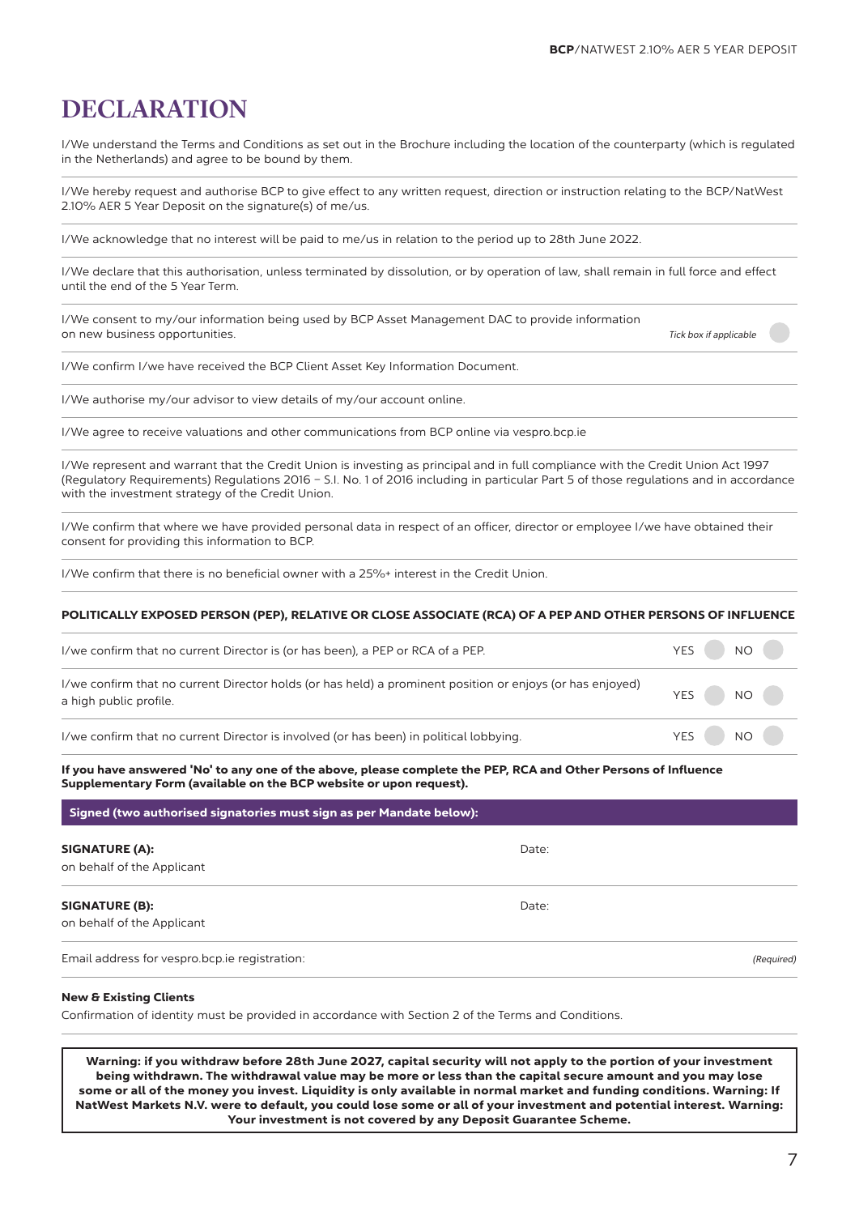# DECLARATION

I/We understand the Terms and Conditions as set out in the Brochure including the location of the counterparty (which is regulated in the Netherlands) and agree to be bound by them.

I/We hereby request and authorise BCP to give effect to any written request, direction or instruction relating to the BCP/NatWest 2.10% AER 5 Year Deposit on the signature(s) of me/us.

I/We acknowledge that no interest will be paid to me/us in relation to the period up to 28th June 2022.

I/We declare that this authorisation, unless terminated by dissolution, or by operation of law, shall remain in full force and effect until the end of the 5 Year Term.

I/We consent to my/our information being used by BCP Asset Management DAC to provide information on new business opportunities. *Tick box if applicable* ☐

I/We confirm I/we have received the BCP Client Asset Key Information Document.

I/We authorise my/our advisor to view details of my/our account online.

I/We agree to receive valuations and other communications from BCP online via vespro.bcp.ie

I/We represent and warrant that the Credit Union is investing as principal and in full compliance with the Credit Union Act 1997 (Regulatory Requirements) Regulations 2016 – S.I. No. 1 of 2016 including in particular Part 5 of those regulations and in accordance with the investment strategy of the Credit Union.

I/We confirm that where we have provided personal data in respect of an officer, director or employee I/we have obtained their consent for providing this information to BCP.

I/We confirm that there is no beneficial owner with a 25%+ interest in the Credit Union.

**POLITICALLY EXPOSED PERSON (PEP), RELATIVE OR CLOSE ASSOCIATE (RCA) OF A PEP AND OTHER PERSONS OF INFLUENCE**

| Statement | YES | NO |
|---|---|---|
| I/we confirm that no current Director is (or has been), a PEP or RCA of a PEP. | ☐ | ☐ |
| I/we confirm that no current Director holds (or has held) a prominent position or enjoys (or has enjoyed) a high public profile. | ☐ | ☐ |
| I/we confirm that no current Director is involved (or has been) in political lobbying. | ☐ | ☐ |

**If you have answered 'No' to any one of the above, please complete the PEP, RCA and Other Persons of Influence Supplementary Form (available on the BCP website or upon request).**

**Signed (two authorised signatories must sign as per Mandate below):**

**SIGNATURE (A):** Date:
on behalf of the Applicant

**SIGNATURE (B):** Date:
on behalf of the Applicant

Email address for vespro.bcp.ie registration: *(Required)*

**New & Existing Clients**

Confirmation of identity must be provided in accordance with Section 2 of the Terms and Conditions.

**Warning: if you withdraw before 28th June 2027, capital security will not apply to the portion of your investment being withdrawn. The withdrawal value may be more or less than the capital secure amount and you may lose some or all of the money you invest. Liquidity is only available in normal market and funding conditions. Warning: If NatWest Markets N.V. were to default, you could lose some or all of your investment and potential interest. Warning: Your investment is not covered by any Deposit Guarantee Scheme.**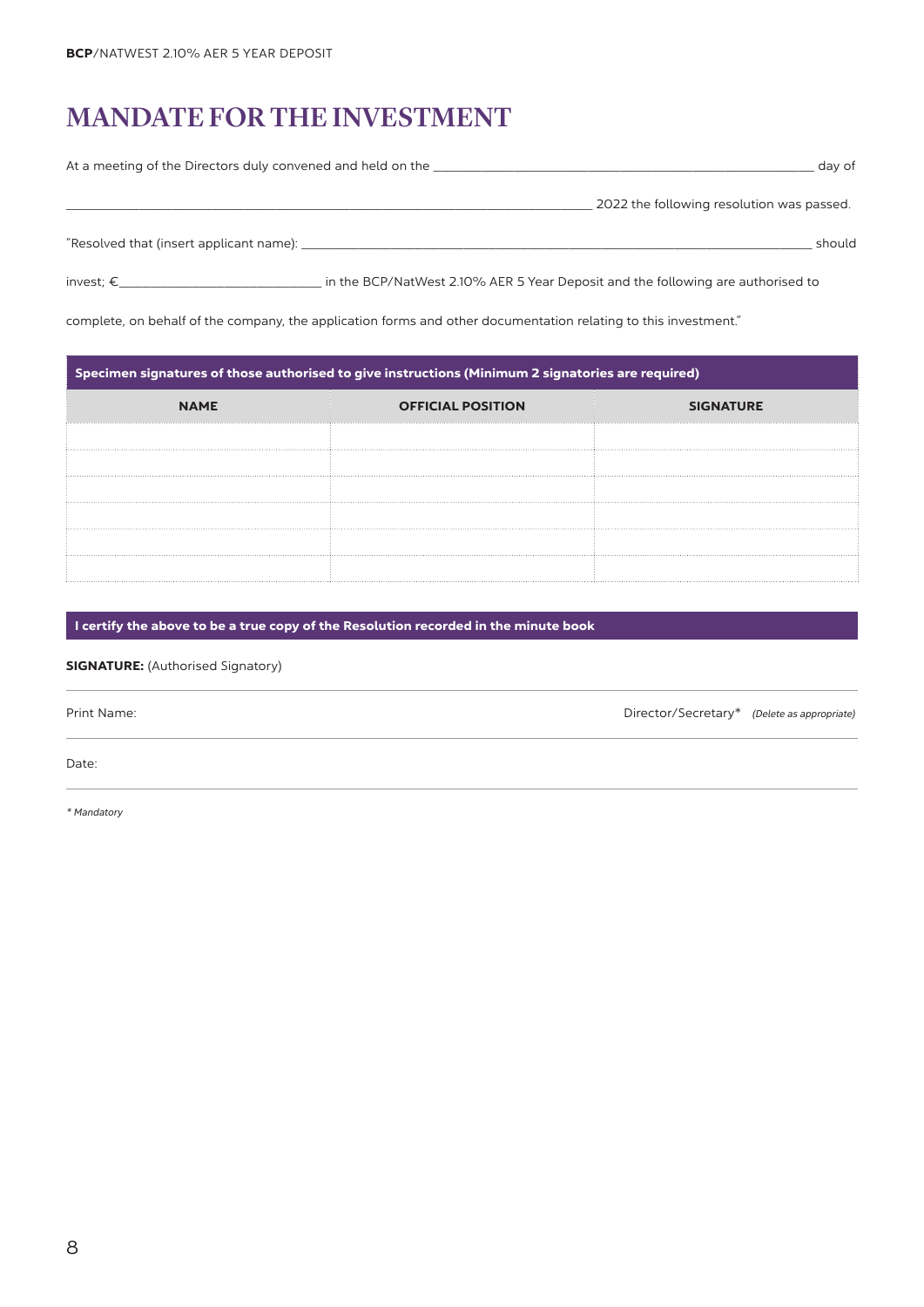# MANDATE FOR THE INVESTMENT

At a meeting of the Directors duly convened and held on the ______________________________ day of

______________________________ 2022 the following resolution was passed.

"Resolved that (insert applicant name): ______________________________ should

invest; €______________________________ in the BCP/NatWest 2.10% AER 5 Year Deposit and the following are authorised to

complete, on behalf of the company, the application forms and other documentation relating to this investment."

**Specimen signatures of those authorised to give instructions (Minimum 2 signatories are required)**

| NAME | OFFICIAL POSITION | SIGNATURE |
|---|---|---|
| | | |
| | | |
| | | |
| | | |
| | | |
| | | |

**I certify the above to be a true copy of the Resolution recorded in the minute book**

**SIGNATURE:** (Authorised Signatory)

Print Name: Director/Secretary* *(Delete as appropriate)*

Date:

*\* Mandatory*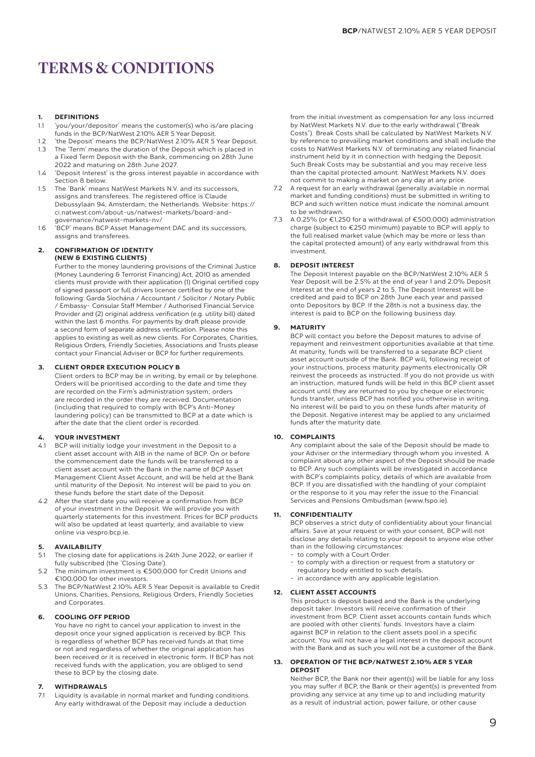# TERMS & CONDITIONS

### 1. DEFINITIONS

1.1 'you/your/depositor' means the customer(s) who is/are placing funds in the BCP/NatWest 2.10% AER 5 Year Deposit.

1.2 'the Deposit' means the BCP/NatWest 2.10% AER 5 Year Deposit.

1.3 The 'Term' means the duration of the Deposit which is placed in a Fixed Term Deposit with the Bank, commencing on 28th June 2022 and maturing on 28th June 2027.

1.4 'Deposit Interest' is the gross interest payable in accordance with Section 8 below.

1.5 The 'Bank' means NatWest Markets N.V. and its successors, assigns and transferees. The registered office is Claude Debussylaan 94, Amsterdam, the Netherlands. Website: https://ci.natwest.com/about-us/natwest-markets/board-and-governance/natwest-markets-nv/

1.6 'BCP' means BCP Asset Management DAC and its successors, assigns and transferees.

### 2. CONFIRMATION OF IDENTITY (NEW & EXISTING CLIENTS)

Further to the money laundering provisions of the Criminal Justice (Money Laundering & Terrorist Financing) Act, 2010 as amended clients must provide with their application (1) Original certified copy of signed passport or full drivers licence certified by one of the following: Garda Síochána / Accountant / Solicitor / Notary Public / Embassy- Consular Staff Member / Authorised Financial Service Provider and (2) original address verification (e.g. utility bill) dated within the last 6 months. For payments by draft please provide a second form of separate address verification. Please note this applies to existing as well as new clients. For Corporates, Charities, Religious Orders, Friendly Societies, Associations and Trusts please contact your Financial Adviser or BCP for further requirements.

### 3. CLIENT ORDER EXECUTION POLICY B

Client orders to BCP may be in writing, by email or by telephone. Orders will be prioritised according to the date and time they are recorded on the Firm's administration system; orders are recorded in the order they are received. Documentation (including that required to comply with BCP's Anti-Money laundering policy) can be transmitted to BCP at a date which is after the date that the client order is recorded.

### 4. YOUR INVESTMENT

4.1 BCP will initially lodge your investment in the Deposit to a client asset account with AIB in the name of BCP. On or before the commencement date the funds will be transferred to a client asset account with the Bank in the name of BCP Asset Management Client Asset Account, and will be held at the Bank until maturity of the Deposit. No interest will be paid to you on these funds before the start date of the Deposit.

4.2 After the start date you will receive a confirmation from BCP of your investment in the Deposit. We will provide you with quarterly statements for this investment. Prices for BCP products will also be updated at least quarterly, and available to view online via vespro.bcp.ie.

### 5. AVAILABILITY

5.1 The closing date for applications is 24th June 2022, or earlier if fully subscribed (the 'Closing Date').

5.2 The minimum investment is €500,000 for Credit Unions and €100,000 for other investors.

5.3 The BCP/NatWest 2.10% AER 5 Year Deposit is available to Credit Unions, Charities, Pensions, Religious Orders, Friendly Societies and Corporates.

### 6. COOLING OFF PERIOD

You have no right to cancel your application to invest in the deposit once your signed application is received by BCP. This is regardless of whether BCP has received funds at that time or not and regardless of whether the original application has been received or it is received in electronic form. If BCP has not received funds with the application, you are obliged to send these to BCP by the closing date.

### 7. WITHDRAWALS

7.1 Liquidity is available in normal market and funding conditions. Any early withdrawal of the Deposit may include a deduction from the initial investment as compensation for any loss incurred by NatWest Markets N.V. due to the early withdrawal ("Break Costs"). Break Costs shall be calculated by NatWest Markets N.V. by reference to prevailing market conditions and shall include the costs to NatWest Markets N.V. of terminating any related financial instrument held by it in connection with hedging the Deposit. Such Break Costs may be substantial and you may receive less than the capital protected amount. NatWest Markets N.V. does not commit to making a market on any day at any price.

7.2 A request for an early withdrawal (generally available in normal market and funding conditions) must be submitted in writing to BCP and such written notice must indicate the nominal amount to be withdrawn.

7.3 A 0.25% (or €1,250 for a withdrawal of €500,000) administration charge (subject to €250 minimum) payable to BCP will apply to the full realised market value (which may be more or less than the capital protected amount) of any early withdrawal from this investment.

### 8. DEPOSIT INTEREST

The Deposit Interest payable on the BCP/NatWest 2.10% AER 5 Year Deposit will be 2.5% at the end of year 1 and 2.0% Deposit Interest at the end of years 2 to 5. The Deposit Interest will be credited and paid to BCP on 28th June each year and passed onto Depositors by BCP. If the 28th is not a business day, the interest is paid to BCP on the following business day.

### 9. MATURITY

BCP will contact you before the Deposit matures to advise of repayment and reinvestment opportunities available at that time. At maturity, funds will be transferred to a separate BCP client asset account outside of the Bank. BCP will, following receipt of your instructions, process maturity payments electronically OR reinvest the proceeds as instructed. If you do not provide us with an instruction, matured funds will be held in this BCP client asset account until they are returned to you by cheque or electronic funds transfer, unless BCP has notified you otherwise in writing. No interest will be paid to you on these funds after maturity of the Deposit. Negative interest may be applied to any unclaimed funds after the maturity date.

### 10. COMPLAINTS

Any complaint about the sale of the Deposit should be made to your Adviser or the intermediary through whom you invested. A complaint about any other aspect of the Deposit should be made to BCP. Any such complaints will be investigated in accordance with BCP's complaints policy, details of which are available from BCP. If you are dissatisfied with the handling of your complaint or the response to it you may refer the issue to the Financial Services and Pensions Ombudsman (www.fspo.ie).

### 11. CONFIDENTIALITY

BCP observes a strict duty of confidentiality about your financial affairs. Save at your request or with your consent, BCP will not disclose any details relating to your deposit to anyone else other than in the following circumstances:

- to comply with a Court Order.
- to comply with a direction or request from a statutory or regulatory body entitled to such details.
- in accordance with any applicable legislation.

### 12. CLIENT ASSET ACCOUNTS

This product is deposit based and the Bank is the underlying deposit taker. Investors will receive confirmation of their investment from BCP. Client asset accounts contain funds which are pooled with other clients' funds. Investors have a claim against BCP in relation to the client assets pool in a specific account. You will not have a legal interest in the deposit account with the Bank and as such you will not be a customer of the Bank.

### 13. OPERATION OF THE BCP/NATWEST 2.10% AER 5 YEAR DEPOSIT

Neither BCP, the Bank nor their agent(s) will be liable for any loss you may suffer if BCP, the Bank or their agent(s) is prevented from providing any service at any time up to and including maturity as a result of industrial action, power failure, or other cause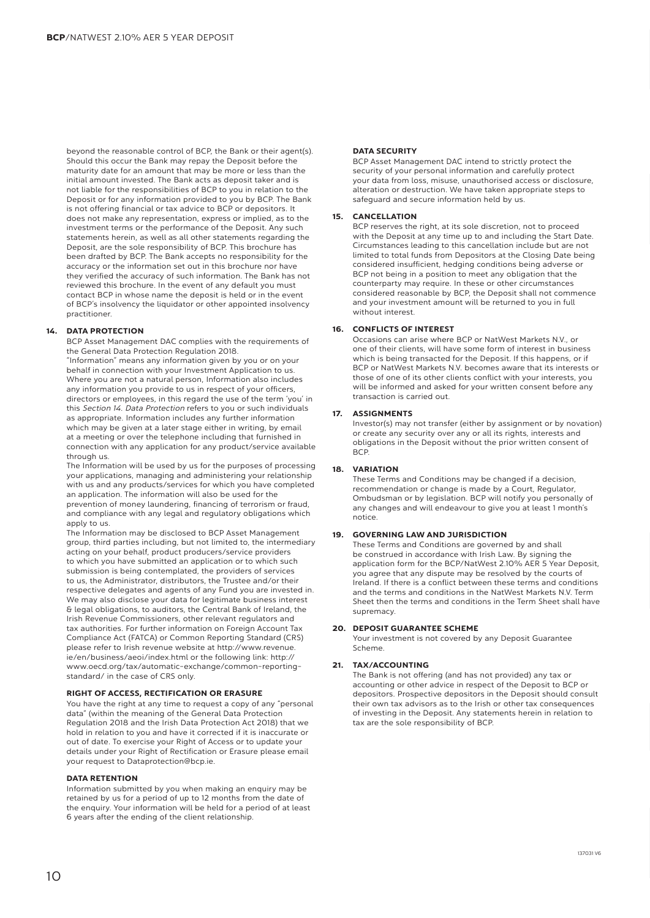beyond the reasonable control of BCP, the Bank or their agent(s). Should this occur the Bank may repay the Deposit before the maturity date for an amount that may be more or less than the initial amount invested. The Bank acts as deposit taker and is not liable for the responsibilities of BCP to you in relation to the Deposit or for any information provided to you by BCP. The Bank is not offering financial or tax advice to BCP or depositors. It does not make any representation, express or implied, as to the investment terms or the performance of the Deposit. Any such statements herein, as well as all other statements regarding the Deposit, are the sole responsibility of BCP. This brochure has been drafted by BCP. The Bank accepts no responsibility for the accuracy or the information set out in this brochure nor have they verified the accuracy of such information. The Bank has not reviewed this brochure. In the event of any default you must contact BCP in whose name the deposit is held or in the event of BCP's insolvency the liquidator or other appointed insolvency practitioner.

## 14. DATA PROTECTION

BCP Asset Management DAC complies with the requirements of the General Data Protection Regulation 2018.

"Information" means any information given by you or on your behalf in connection with your Investment Application to us. Where you are not a natural person, Information also includes any information you provide to us in respect of your officers, directors or employees, in this regard the use of the term 'you' in this *Section 14. Data Protection* refers to you or such individuals as appropriate. Information includes any further information which may be given at a later stage either in writing, by email at a meeting or over the telephone including that furnished in connection with any application for any product/service available through us.

The Information will be used by us for the purposes of processing your applications, managing and administering your relationship with us and any products/services for which you have completed an application. The information will also be used for the prevention of money laundering, financing of terrorism or fraud, and compliance with any legal and regulatory obligations which apply to us.

The Information may be disclosed to BCP Asset Management group, third parties including, but not limited to, the intermediary acting on your behalf, product producers/service providers to which you have submitted an application or to which such submission is being contemplated, the providers of services to us, the Administrator, distributors, the Trustee and/or their respective delegates and agents of any Fund you are invested in. We may also disclose your data for legitimate business interest & legal obligations, to auditors, the Central Bank of Ireland, the Irish Revenue Commissioners, other relevant regulators and tax authorities. For further information on Foreign Account Tax Compliance Act (FATCA) or Common Reporting Standard (CRS) please refer to Irish revenue website at http://www.revenue.ie/en/business/aeoi/index.html or the following link: http://www.oecd.org/tax/automatic-exchange/common-reporting-standard/ in the case of CRS only.

### RIGHT OF ACCESS, RECTIFICATION OR ERASURE

You have the right at any time to request a copy of any "personal data" (within the meaning of the General Data Protection Regulation 2018 and the Irish Data Protection Act 2018) that we hold in relation to you and have it corrected if it is inaccurate or out of date. To exercise your Right of Access or to update your details under your Right of Rectification or Erasure please email your request to Dataprotection@bcp.ie.

### DATA RETENTION

Information submitted by you when making an enquiry may be retained by us for a period of up to 12 months from the date of the enquiry. Your information will be held for a period of at least 6 years after the ending of the client relationship.

### DATA SECURITY

BCP Asset Management DAC intend to strictly protect the security of your personal information and carefully protect your data from loss, misuse, unauthorised access or disclosure, alteration or destruction. We have taken appropriate steps to safeguard and secure information held by us.

## 15. CANCELLATION

BCP reserves the right, at its sole discretion, not to proceed with the Deposit at any time up to and including the Start Date. Circumstances leading to this cancellation include but are not limited to total funds from Depositors at the Closing Date being considered insufficient, hedging conditions being adverse or BCP not being in a position to meet any obligation that the counterparty may require. In these or other circumstances considered reasonable by BCP, the Deposit shall not commence and your investment amount will be returned to you in full without interest.

## 16. CONFLICTS OF INTEREST

Occasions can arise where BCP or NatWest Markets N.V., or one of their clients, will have some form of interest in business which is being transacted for the Deposit. If this happens, or if BCP or NatWest Markets N.V. becomes aware that its interests or those of one of its other clients conflict with your interests, you will be informed and asked for your written consent before any transaction is carried out.

## 17. ASSIGNMENTS

Investor(s) may not transfer (either by assignment or by novation) or create any security over any or all its rights, interests and obligations in the Deposit without the prior written consent of BCP.

## 18. VARIATION

These Terms and Conditions may be changed if a decision, recommendation or change is made by a Court, Regulator, Ombudsman or by legislation. BCP will notify you personally of any changes and will endeavour to give you at least 1 month's notice.

## 19. GOVERNING LAW AND JURISDICTION

These Terms and Conditions are governed by and shall be construed in accordance with Irish Law. By signing the application form for the BCP/NatWest 2.10% AER 5 Year Deposit, you agree that any dispute may be resolved by the courts of Ireland. If there is a conflict between these terms and conditions and the terms and conditions in the NatWest Markets N.V. Term Sheet then the terms and conditions in the Term Sheet shall have supremacy.

## 20. DEPOSIT GUARANTEE SCHEME

Your investment is not covered by any Deposit Guarantee Scheme.

## 21. TAX/ACCOUNTING

The Bank is not offering (and has not provided) any tax or accounting or other advice in respect of the Deposit to BCP or depositors. Prospective depositors in the Deposit should consult their own tax advisors as to the Irish or other tax consequences of investing in the Deposit. Any statements herein in relation to tax are the sole responsibility of BCP.

137031 V6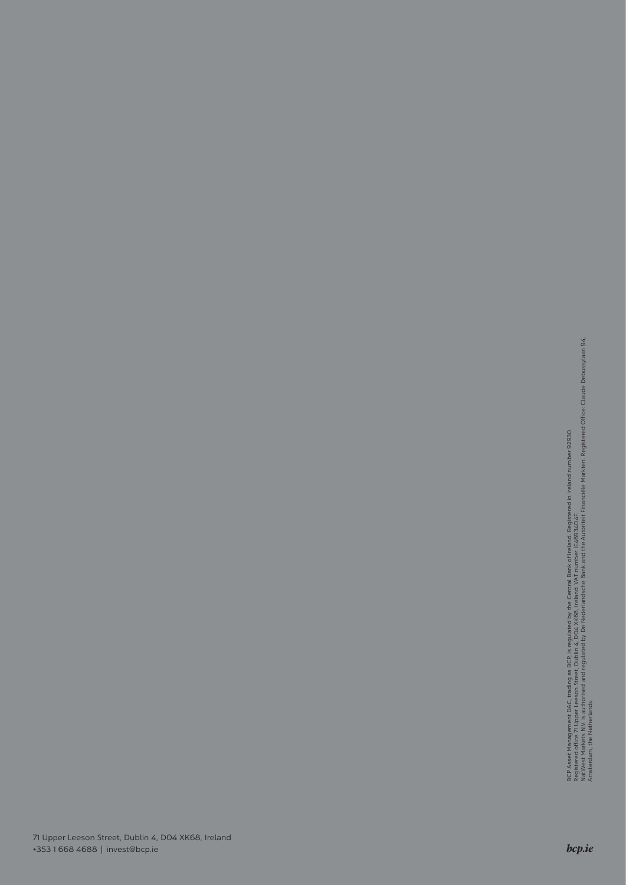BCP Asset Management DAC, trading as BCP, is regulated by the Central Bank of Ireland. Registered in Ireland number 92930.
Registered office 71 Upper Leeson Street, Dublin 4, D04 XK68, Ireland. VAT number IE4693404F.
NatWest Markets N.V. is authorised and regulated by De Nederlandsche Bank and the Autoriteit Financiële Markten. Registered Office: Claude Debussylaan 94, Amsterdam, the Netherlands.

71 Upper Leeson Street, Dublin 4, D04 XK68, Ireland
+353 1 668 4688 | invest@bcp.ie

*bcp.ie*